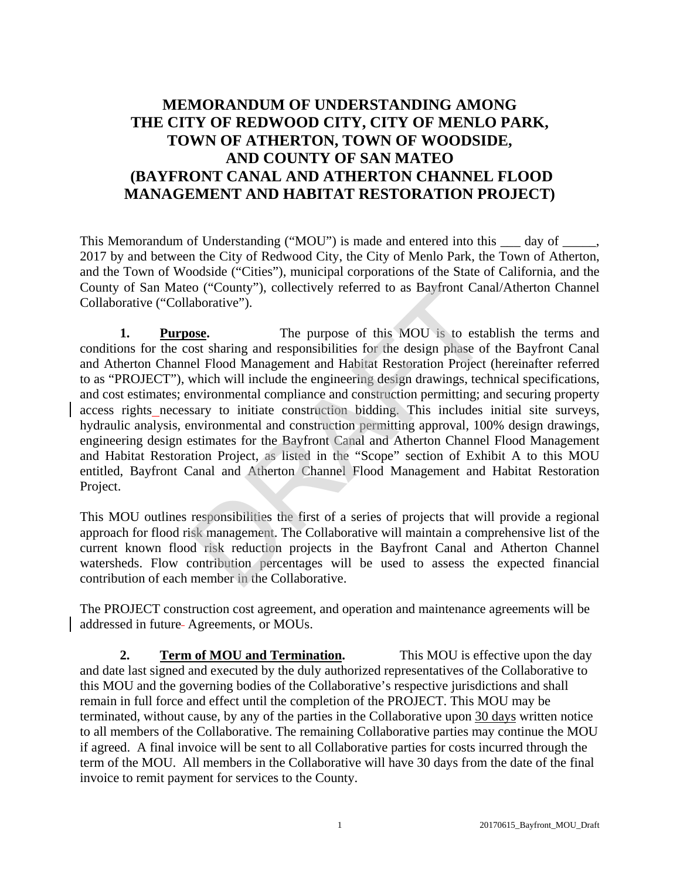# MEMORANDUM OF UNDERSTANDING AMONG THE CITY OF REDWOOD CITY, CITY OF MENLO PARK, TOWN OF ATHERTON, TOWN OF WOODSIDE, AND COUNTY OF SAN MATEO (BAYFRONT CANAL AND ATHERTON CHANNEL FLOOD MANAGEMENT AND HABITAT RESTORATION PROJECT)

This Memorandum of Understanding ("MOU") is made and entered into this ___ day of _____, 2017 by and between the City of Redwood City, the City of Menlo Park, the Town of Atherton, and the Town of Woodside ("Cities"), municipal corporations of the State of California, and the County of San Mateo ("County"), collectively referred to as Bayfront Canal/Atherton Channel Collaborative ("Collaborative").

**1. Purpose.** The purpose of this MOU is to establish the terms and conditions for the cost sharing and responsibilities for the design phase of the Bayfront Canal and Atherton Channel Flood Management and Habitat Restoration Project (hereinafter referred to as "PROJECT"), which will include the engineering design drawings, technical specifications, and cost estimates; environmental compliance and construction permitting; and securing property access rights necessary to initiate construction bidding. This includes initial site surveys, hydraulic analysis, environmental and construction permitting approval, 100% design drawings, engineering design estimates for the Bayfront Canal and Atherton Channel Flood Management and Habitat Restoration Project, as listed in the "Scope" section of Exhibit A to this MOU entitled, Bayfront Canal and Atherton Channel Flood Management and Habitat Restoration Project.

This MOU outlines responsibilities the first of a series of projects that will provide a regional approach for flood risk management. The Collaborative will maintain a comprehensive list of the current known flood risk reduction projects in the Bayfront Canal and Atherton Channel watersheds. Flow contribution percentages will be used to assess the expected financial contribution of each member in the Collaborative.

The PROJECT construction cost agreement, and operation and maintenance agreements will be addressed in future Agreements, or MOUs.

**2. Term of MOU and Termination.** This MOU is effective upon the day and date last signed and executed by the duly authorized representatives of the Collaborative to this MOU and the governing bodies of the Collaborative's respective jurisdictions and shall remain in full force and effect until the completion of the PROJECT. This MOU may be terminated, without cause, by any of the parties in the Collaborative upon 30 days written notice to all members of the Collaborative. The remaining Collaborative parties may continue the MOU if agreed. A final invoice will be sent to all Collaborative parties for costs incurred through the term of the MOU. All members in the Collaborative will have 30 days from the date of the final invoice to remit payment for services to the County.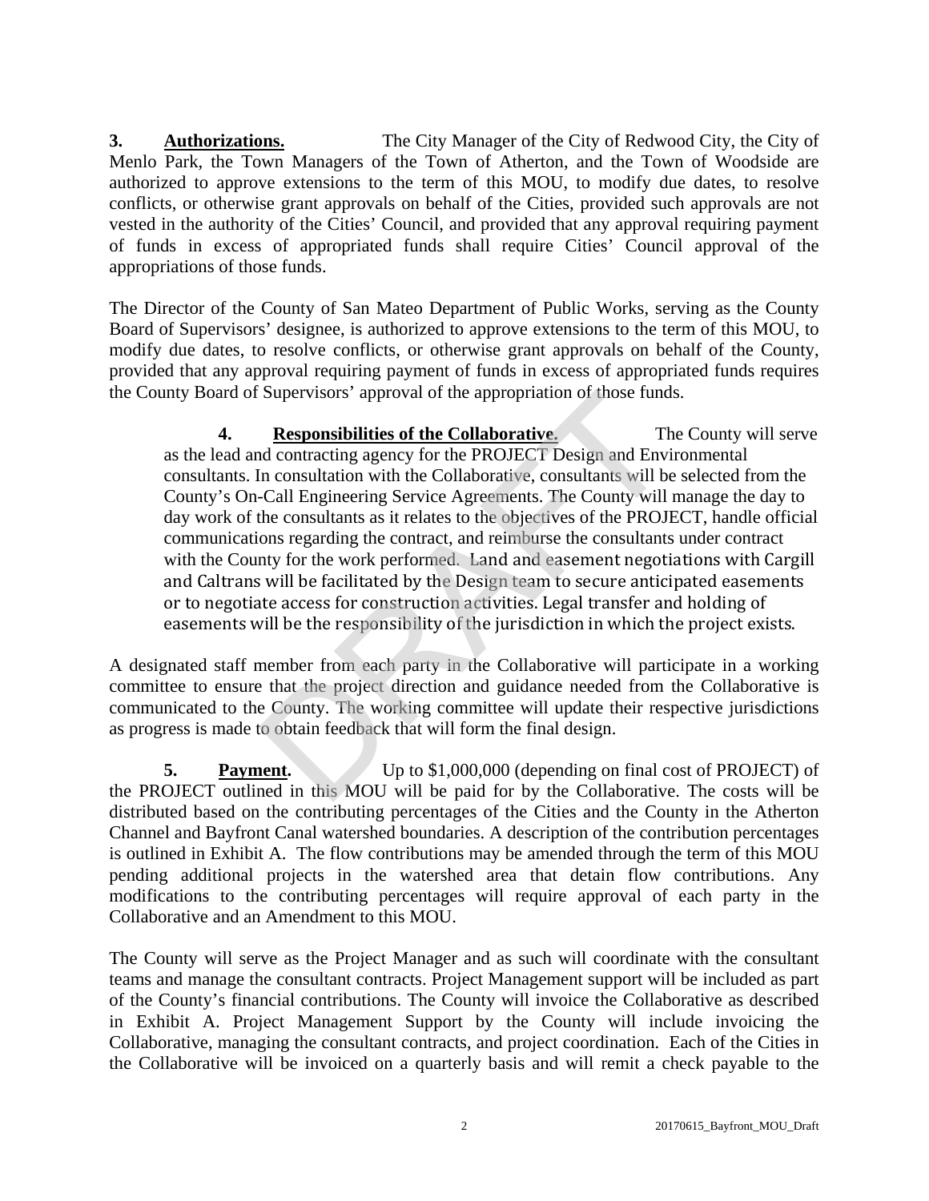**3. Authorizations.** The City Manager of the City of Redwood City, the City of Menlo Park, the Town Managers of the Town of Atherton, and the Town of Woodside are authorized to approve extensions to the term of this MOU, to modify due dates, to resolve conflicts, or otherwise grant approvals on behalf of the Cities, provided such approvals are not vested in the authority of the Cities' Council, and provided that any approval requiring payment of funds in excess of appropriated funds shall require Cities' Council approval of the appropriations of those funds.

The Director of the County of San Mateo Department of Public Works, serving as the County Board of Supervisors' designee, is authorized to approve extensions to the term of this MOU, to modify due dates, to resolve conflicts, or otherwise grant approvals on behalf of the County, provided that any approval requiring payment of funds in excess of appropriated funds requires the County Board of Supervisors' approval of the appropriation of those funds.

**4. Responsibilities of the Collaborative.** The County will serve as the lead and contracting agency for the PROJECT Design and Environmental consultants. In consultation with the Collaborative, consultants will be selected from the County's On-Call Engineering Service Agreements. The County will manage the day to day work of the consultants as it relates to the objectives of the PROJECT, handle official communications regarding the contract, and reimburse the consultants under contract with the County for the work performed. Land and easement negotiations with Cargill and Caltrans will be facilitated by the Design team to secure anticipated easements or to negotiate access for construction activities. Legal transfer and holding of easements will be the responsibility of the jurisdiction in which the project exists.

A designated staff member from each party in the Collaborative will participate in a working committee to ensure that the project direction and guidance needed from the Collaborative is communicated to the County. The working committee will update their respective jurisdictions as progress is made to obtain feedback that will form the final design.

**5. Payment.** Up to $1,000,000 (depending on final cost of PROJECT) of the PROJECT outlined in this MOU will be paid for by the Collaborative. The costs will be distributed based on the contributing percentages of the Cities and the County in the Atherton Channel and Bayfront Canal watershed boundaries. A description of the contribution percentages is outlined in Exhibit A. The flow contributions may be amended through the term of this MOU pending additional projects in the watershed area that detain flow contributions. Any modifications to the contributing percentages will require approval of each party in the Collaborative and an Amendment to this MOU.

The County will serve as the Project Manager and as such will coordinate with the consultant teams and manage the consultant contracts. Project Management support will be included as part of the County's financial contributions. The County will invoice the Collaborative as described in Exhibit A. Project Management Support by the County will include invoicing the Collaborative, managing the consultant contracts, and project coordination. Each of the Cities in the Collaborative will be invoiced on a quarterly basis and will remit a check payable to the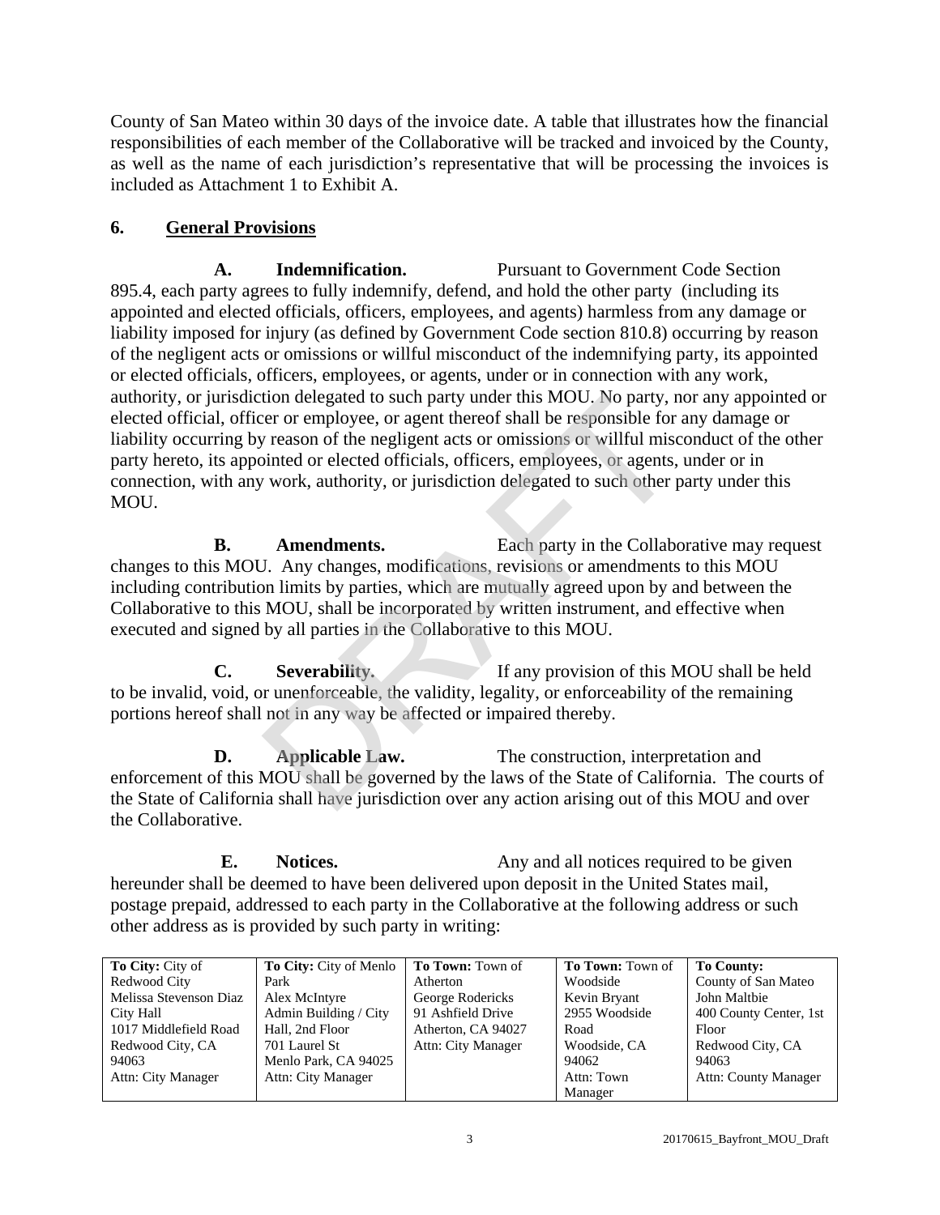County of San Mateo within 30 days of the invoice date. A table that illustrates how the financial responsibilities of each member of the Collaborative will be tracked and invoiced by the County, as well as the name of each jurisdiction's representative that will be processing the invoices is included as Attachment 1 to Exhibit A.

## 6. General Provisions

**A. Indemnification.** Pursuant to Government Code Section 895.4, each party agrees to fully indemnify, defend, and hold the other party (including its appointed and elected officials, officers, employees, and agents) harmless from any damage or liability imposed for injury (as defined by Government Code section 810.8) occurring by reason of the negligent acts or omissions or willful misconduct of the indemnifying party, its appointed or elected officials, officers, employees, or agents, under or in connection with any work, authority, or jurisdiction delegated to such party under this MOU. No party, nor any appointed or elected official, officer or employee, or agent thereof shall be responsible for any damage or liability occurring by reason of the negligent acts or omissions or willful misconduct of the other party hereto, its appointed or elected officials, officers, employees, or agents, under or in connection, with any work, authority, or jurisdiction delegated to such other party under this MOU.

**B. Amendments.** Each party in the Collaborative may request changes to this MOU. Any changes, modifications, revisions or amendments to this MOU including contribution limits by parties, which are mutually agreed upon by and between the Collaborative to this MOU, shall be incorporated by written instrument, and effective when executed and signed by all parties in the Collaborative to this MOU.

**C. Severability.** If any provision of this MOU shall be held to be invalid, void, or unenforceable, the validity, legality, or enforceability of the remaining portions hereof shall not in any way be affected or impaired thereby.

**D. Applicable Law.** The construction, interpretation and enforcement of this MOU shall be governed by the laws of the State of California. The courts of the State of California shall have jurisdiction over any action arising out of this MOU and over the Collaborative.

**E. Notices.** Any and all notices required to be given hereunder shall be deemed to have been delivered upon deposit in the United States mail, postage prepaid, addressed to each party in the Collaborative at the following address or such other address as is provided by such party in writing:

| **To City:** City of Redwood City | **To City:** City of Menlo Park | **To Town:** Town of Atherton | **To Town:** Town of Woodside | **To County:** County of San Mateo |
|---|---|---|---|---|
| Melissa Stevenson Diaz<br>City Hall<br>1017 Middlefield Road<br>Redwood City, CA 94063<br>Attn: City Manager | Alex McIntyre<br>Admin Building / City Hall, 2nd Floor<br>701 Laurel St<br>Menlo Park, CA 94025<br>Attn: City Manager | George Rodericks<br>91 Ashfield Drive<br>Atherton, CA 94027<br>Attn: City Manager | Kevin Bryant<br>2955 Woodside Road<br>Woodside, CA 94062<br>Attn: Town Manager | John Maltbie<br>400 County Center, 1st Floor<br>Redwood City, CA 94063<br>Attn: County Manager |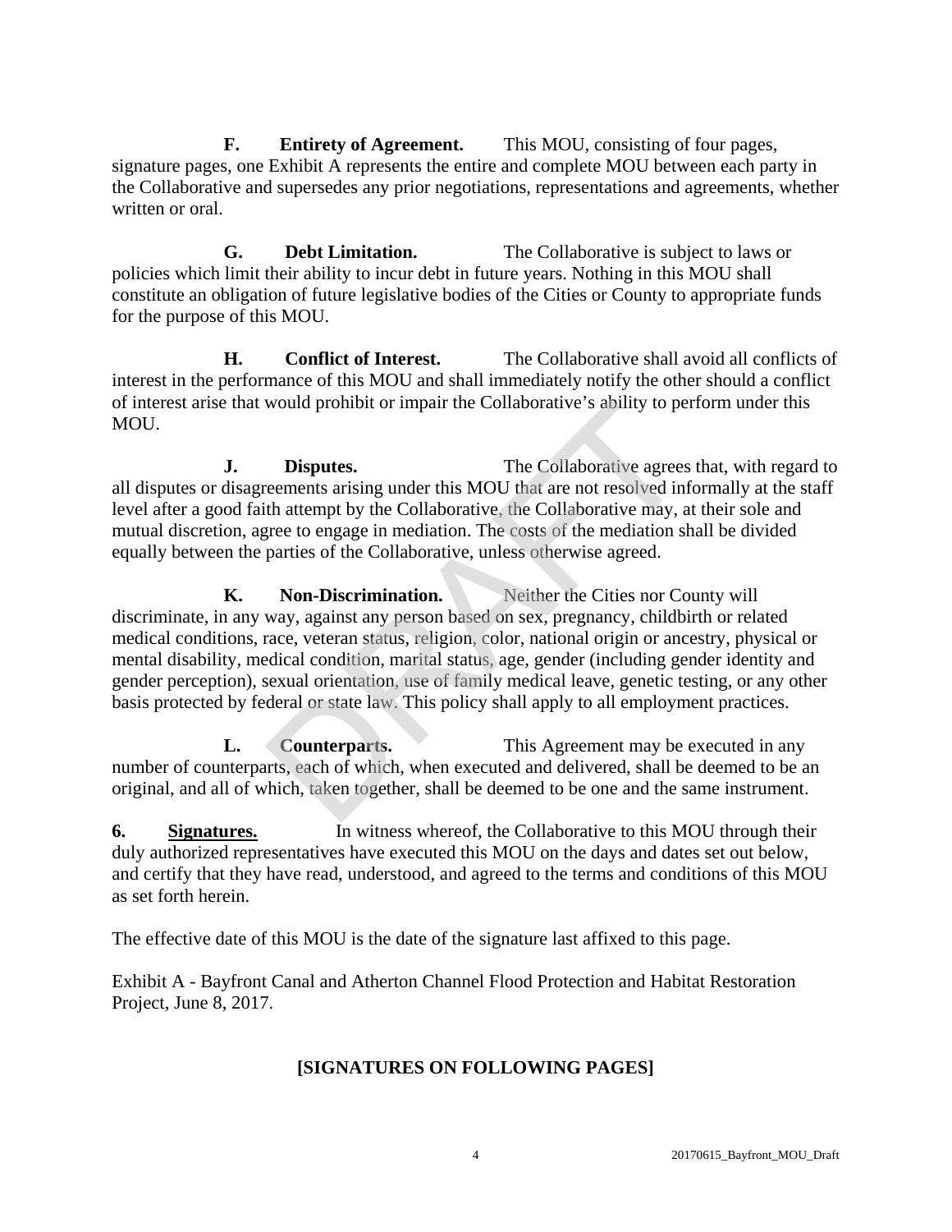**F. Entirety of Agreement.** This MOU, consisting of four pages, signature pages, one Exhibit A represents the entire and complete MOU between each party in the Collaborative and supersedes any prior negotiations, representations and agreements, whether written or oral.

**G. Debt Limitation.** The Collaborative is subject to laws or policies which limit their ability to incur debt in future years. Nothing in this MOU shall constitute an obligation of future legislative bodies of the Cities or County to appropriate funds for the purpose of this MOU.

**H. Conflict of Interest.** The Collaborative shall avoid all conflicts of interest in the performance of this MOU and shall immediately notify the other should a conflict of interest arise that would prohibit or impair the Collaborative's ability to perform under this MOU.

**J. Disputes.** The Collaborative agrees that, with regard to all disputes or disagreements arising under this MOU that are not resolved informally at the staff level after a good faith attempt by the Collaborative, the Collaborative may, at their sole and mutual discretion, agree to engage in mediation. The costs of the mediation shall be divided equally between the parties of the Collaborative, unless otherwise agreed.

**K. Non-Discrimination.** Neither the Cities nor County will discriminate, in any way, against any person based on sex, pregnancy, childbirth or related medical conditions, race, veteran status, religion, color, national origin or ancestry, physical or mental disability, medical condition, marital status, age, gender (including gender identity and gender perception), sexual orientation, use of family medical leave, genetic testing, or any other basis protected by federal or state law. This policy shall apply to all employment practices.

**L. Counterparts.** This Agreement may be executed in any number of counterparts, each of which, when executed and delivered, shall be deemed to be an original, and all of which, taken together, shall be deemed to be one and the same instrument.

**6. Signatures.** In witness whereof, the Collaborative to this MOU through their duly authorized representatives have executed this MOU on the days and dates set out below, and certify that they have read, understood, and agreed to the terms and conditions of this MOU as set forth herein.

The effective date of this MOU is the date of the signature last affixed to this page.

Exhibit A - Bayfront Canal and Atherton Channel Flood Protection and Habitat Restoration Project, June 8, 2017.

**[SIGNATURES ON FOLLOWING PAGES]**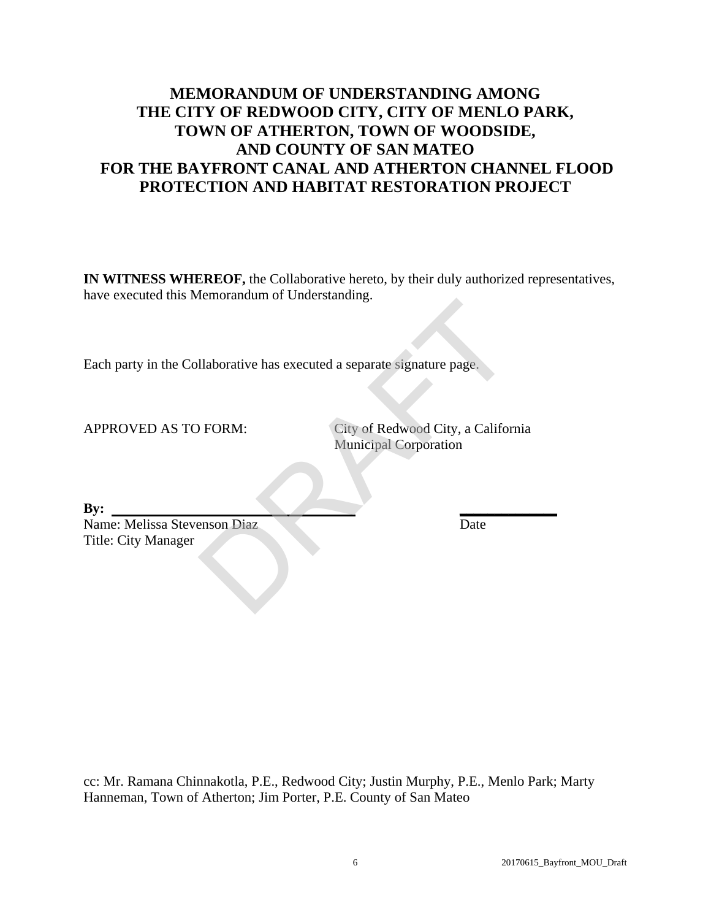# MEMORANDUM OF UNDERSTANDING AMONG THE CITY OF REDWOOD CITY, CITY OF MENLO PARK, TOWN OF ATHERTON, TOWN OF WOODSIDE, AND COUNTY OF SAN MATEO FOR THE BAYFRONT CANAL AND ATHERTON CHANNEL FLOOD PROTECTION AND HABITAT RESTORATION PROJECT

**IN WITNESS WHEREOF,** the Collaborative hereto, by their duly authorized representatives, have executed this Memorandum of Understanding.

Each party in the Collaborative has executed a separate signature page.

APPROVED AS TO FORM: City of Redwood City, a California Municipal Corporation

**By:** ______________________________ ______________

Name: Melissa Stevenson Diaz Date

Title: City Manager

cc: Mr. Ramana Chinnakotla, P.E., Redwood City; Justin Murphy, P.E., Menlo Park; Marty Hanneman, Town of Atherton; Jim Porter, P.E. County of San Mateo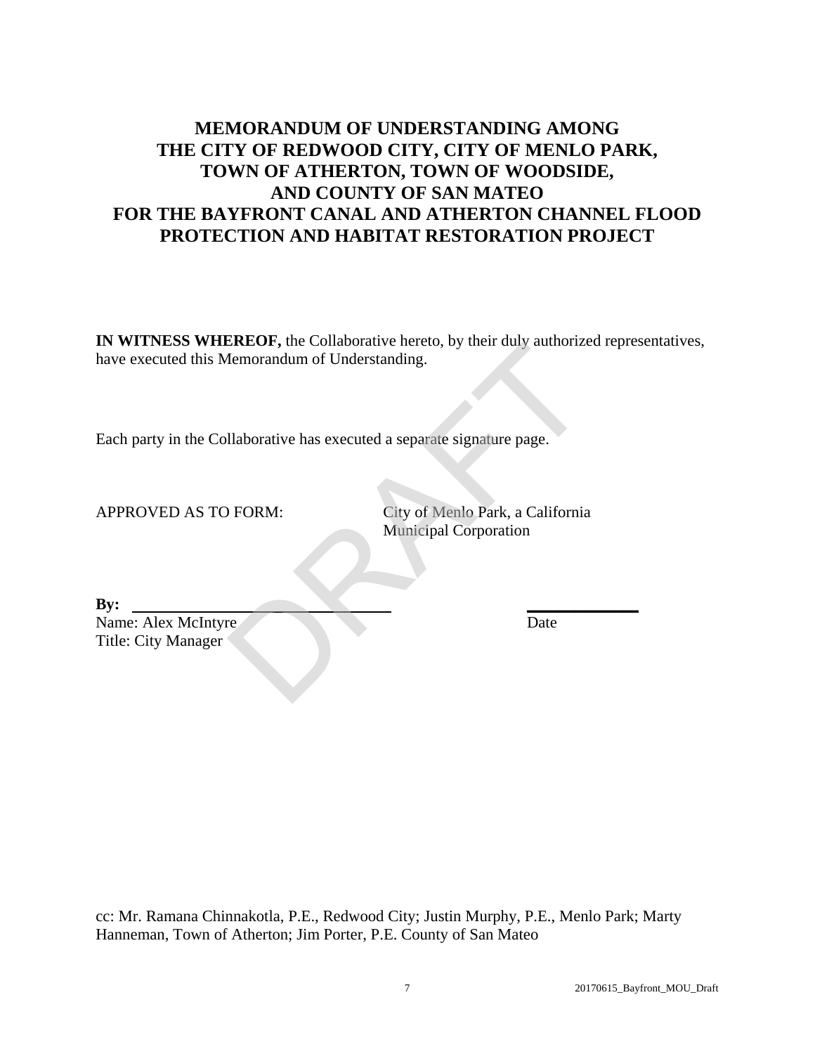# MEMORANDUM OF UNDERSTANDING AMONG THE CITY OF REDWOOD CITY, CITY OF MENLO PARK, TOWN OF ATHERTON, TOWN OF WOODSIDE, AND COUNTY OF SAN MATEO FOR THE BAYFRONT CANAL AND ATHERTON CHANNEL FLOOD PROTECTION AND HABITAT RESTORATION PROJECT

**IN WITNESS WHEREOF,** the Collaborative hereto, by their duly authorized representatives, have executed this Memorandum of Understanding.

Each party in the Collaborative has executed a separate signature page.

APPROVED AS TO FORM: City of Menlo Park, a California Municipal Corporation

**By:** ______________________________ ______________

Name: Alex McIntyre Date

Title: City Manager

cc: Mr. Ramana Chinnakotla, P.E., Redwood City; Justin Murphy, P.E., Menlo Park; Marty Hanneman, Town of Atherton; Jim Porter, P.E. County of San Mateo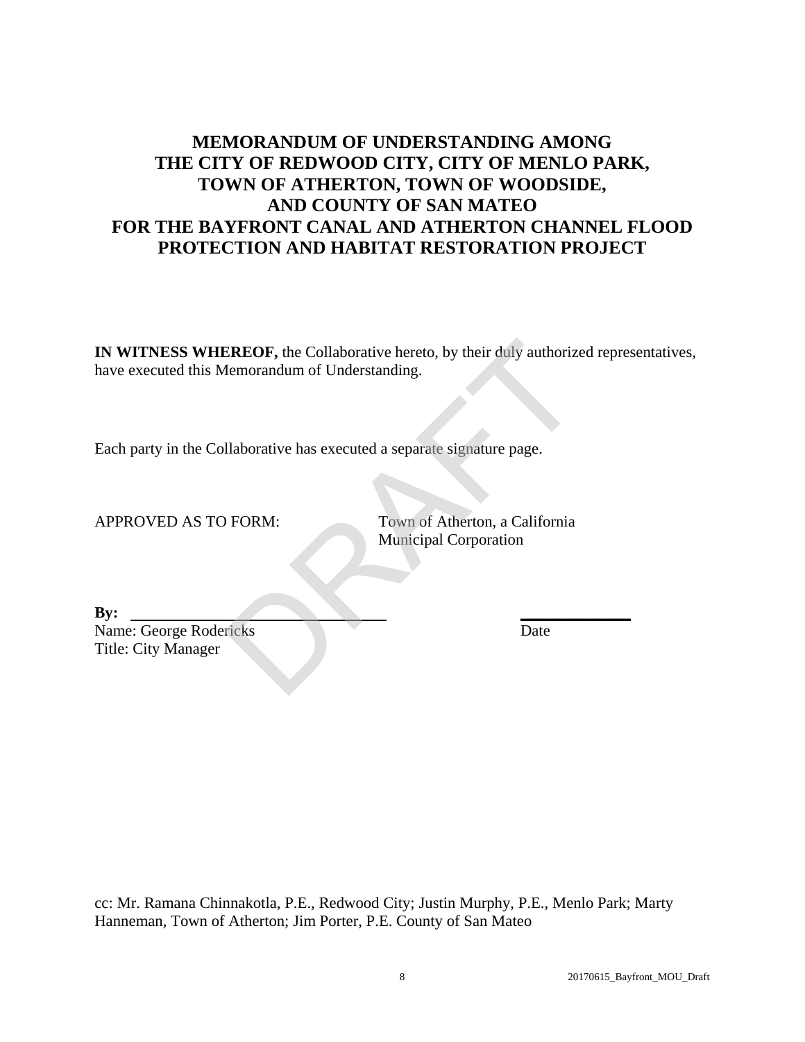# MEMORANDUM OF UNDERSTANDING AMONG THE CITY OF REDWOOD CITY, CITY OF MENLO PARK, TOWN OF ATHERTON, TOWN OF WOODSIDE, AND COUNTY OF SAN MATEO FOR THE BAYFRONT CANAL AND ATHERTON CHANNEL FLOOD PROTECTION AND HABITAT RESTORATION PROJECT

**IN WITNESS WHEREOF,** the Collaborative hereto, by their duly authorized representatives, have executed this Memorandum of Understanding.

Each party in the Collaborative has executed a separate signature page.

APPROVED AS TO FORM: Town of Atherton, a California Municipal Corporation

**By:** ______________________________ ______________

Name: George Rodericks Date

Title: City Manager

cc: Mr. Ramana Chinnakotla, P.E., Redwood City; Justin Murphy, P.E., Menlo Park; Marty Hanneman, Town of Atherton; Jim Porter, P.E. County of San Mateo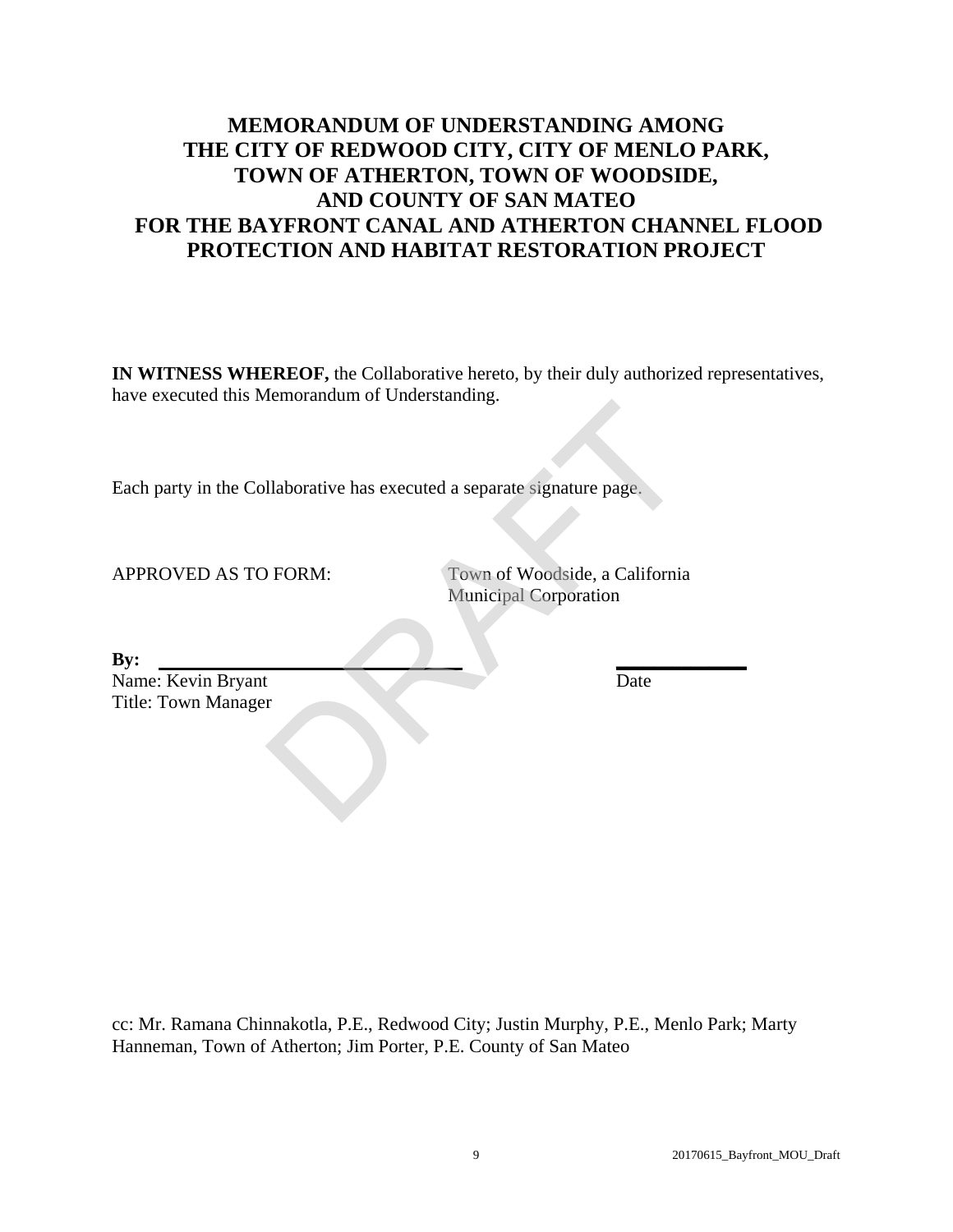# MEMORANDUM OF UNDERSTANDING AMONG THE CITY OF REDWOOD CITY, CITY OF MENLO PARK, TOWN OF ATHERTON, TOWN OF WOODSIDE, AND COUNTY OF SAN MATEO FOR THE BAYFRONT CANAL AND ATHERTON CHANNEL FLOOD PROTECTION AND HABITAT RESTORATION PROJECT

**IN WITNESS WHEREOF,** the Collaborative hereto, by their duly authorized representatives, have executed this Memorandum of Understanding.

Each party in the Collaborative has executed a separate signature page.

APPROVED AS TO FORM: Town of Woodside, a California Municipal Corporation

**By:** ______________________________ ______________

Name: Kevin Bryant Date

Title: Town Manager

cc: Mr. Ramana Chinnakotla, P.E., Redwood City; Justin Murphy, P.E., Menlo Park; Marty Hanneman, Town of Atherton; Jim Porter, P.E. County of San Mateo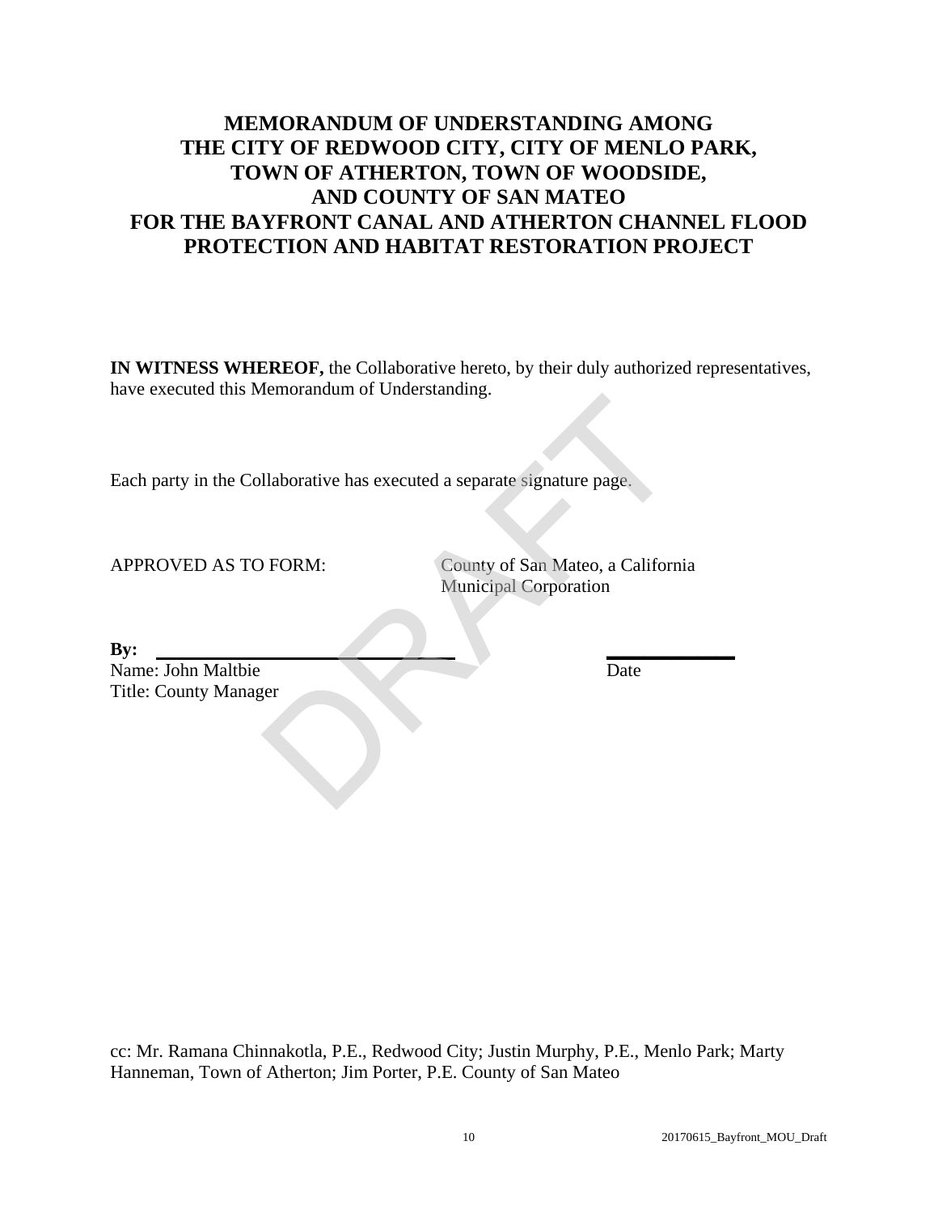# MEMORANDUM OF UNDERSTANDING AMONG THE CITY OF REDWOOD CITY, CITY OF MENLO PARK, TOWN OF ATHERTON, TOWN OF WOODSIDE, AND COUNTY OF SAN MATEO FOR THE BAYFRONT CANAL AND ATHERTON CHANNEL FLOOD PROTECTION AND HABITAT RESTORATION PROJECT

**IN WITNESS WHEREOF,** the Collaborative hereto, by their duly authorized representatives, have executed this Memorandum of Understanding.

Each party in the Collaborative has executed a separate signature page.

APPROVED AS TO FORM:

County of San Mateo, a California Municipal Corporation

**By:** ______________________________ ______________

Name: John Maltbie Date

Title: County Manager

cc: Mr. Ramana Chinnakotla, P.E., Redwood City; Justin Murphy, P.E., Menlo Park; Marty Hanneman, Town of Atherton; Jim Porter, P.E. County of San Mateo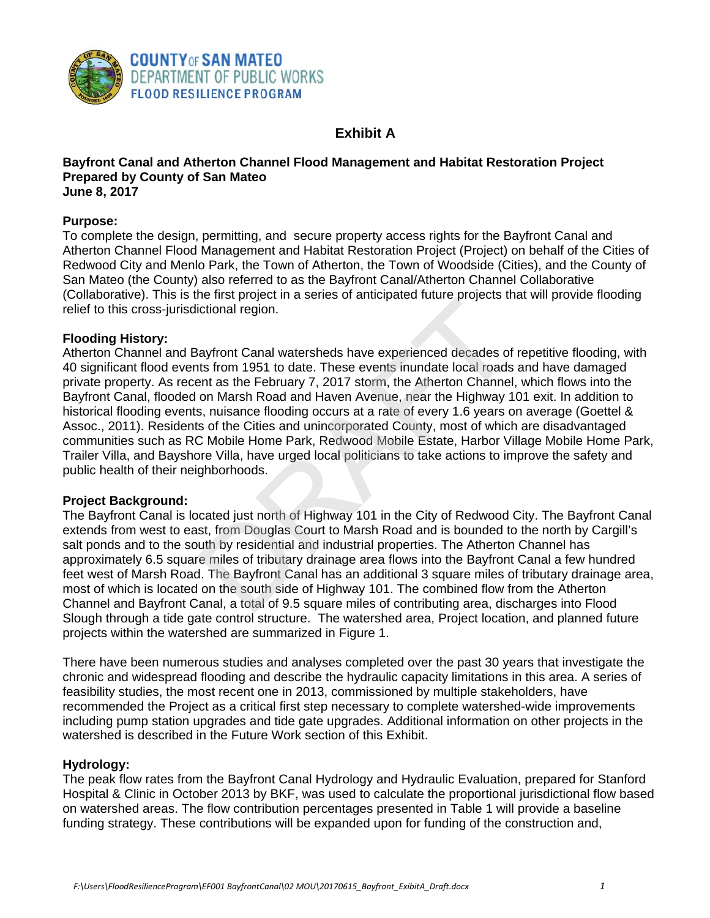# Exhibit A

**Bayfront Canal and Atherton Channel Flood Management and Habitat Restoration Project**
**Prepared by County of San Mateo**
**June 8, 2017**

**Purpose:**
To complete the design, permitting, and secure property access rights for the Bayfront Canal and Atherton Channel Flood Management and Habitat Restoration Project (Project) on behalf of the Cities of Redwood City and Menlo Park, the Town of Atherton, the Town of Woodside (Cities), and the County of San Mateo (the County) also referred to as the Bayfront Canal/Atherton Channel Collaborative (Collaborative). This is the first project in a series of anticipated future projects that will provide flooding relief to this cross-jurisdictional region.

**Flooding History:**
Atherton Channel and Bayfront Canal watersheds have experienced decades of repetitive flooding, with 40 significant flood events from 1951 to date. These events inundate local roads and have damaged private property. As recent as the February 7, 2017 storm, the Atherton Channel, which flows into the Bayfront Canal, flooded on Marsh Road and Haven Avenue, near the Highway 101 exit. In addition to historical flooding events, nuisance flooding occurs at a rate of every 1.6 years on average (Goettel & Assoc., 2011). Residents of the Cities and unincorporated County, most of which are disadvantaged communities such as RC Mobile Home Park, Redwood Mobile Estate, Harbor Village Mobile Home Park, Trailer Villa, and Bayshore Villa, have urged local politicians to take actions to improve the safety and public health of their neighborhoods.

**Project Background:**
The Bayfront Canal is located just north of Highway 101 in the City of Redwood City. The Bayfront Canal extends from west to east, from Douglas Court to Marsh Road and is bounded to the north by Cargill's salt ponds and to the south by residential and industrial properties. The Atherton Channel has approximately 6.5 square miles of tributary drainage area flows into the Bayfront Canal a few hundred feet west of Marsh Road. The Bayfront Canal has an additional 3 square miles of tributary drainage area, most of which is located on the south side of Highway 101. The combined flow from the Atherton Channel and Bayfront Canal, a total of 9.5 square miles of contributing area, discharges into Flood Slough through a tide gate control structure. The watershed area, Project location, and planned future projects within the watershed are summarized in Figure 1.

There have been numerous studies and analyses completed over the past 30 years that investigate the chronic and widespread flooding and describe the hydraulic capacity limitations in this area. A series of feasibility studies, the most recent one in 2013, commissioned by multiple stakeholders, have recommended the Project as a critical first step necessary to complete watershed-wide improvements including pump station upgrades and tide gate upgrades. Additional information on other projects in the watershed is described in the Future Work section of this Exhibit.

**Hydrology:**
The peak flow rates from the Bayfront Canal Hydrology and Hydraulic Evaluation, prepared for Stanford Hospital & Clinic in October 2013 by BKF, was used to calculate the proportional jurisdictional flow based on watershed areas. The flow contribution percentages presented in Table 1 will provide a baseline funding strategy. These contributions will be expanded upon for funding of the construction and,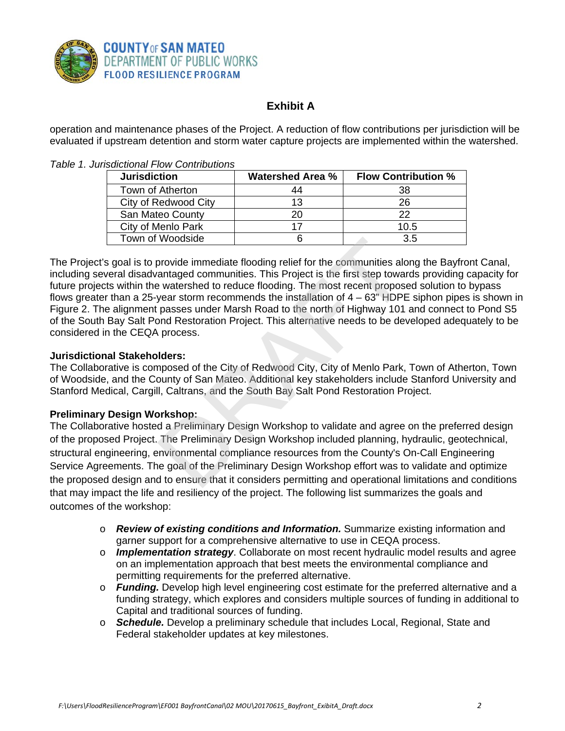## Exhibit A

operation and maintenance phases of the Project. A reduction of flow contributions per jurisdiction will be evaluated if upstream detention and storm water capture projects are implemented within the watershed.

*Table 1. Jurisdictional Flow Contributions*

| Jurisdiction | Watershed Area % | Flow Contribution % |
|---|---|---|
| Town of Atherton | 44 | 38 |
| City of Redwood City | 13 | 26 |
| San Mateo County | 20 | 22 |
| City of Menlo Park | 17 | 10.5 |
| Town of Woodside | 6 | 3.5 |

The Project's goal is to provide immediate flooding relief for the communities along the Bayfront Canal, including several disadvantaged communities. This Project is the first step towards providing capacity for future projects within the watershed to reduce flooding. The most recent proposed solution to bypass flows greater than a 25-year storm recommends the installation of 4 – 63" HDPE siphon pipes is shown in Figure 2. The alignment passes under Marsh Road to the north of Highway 101 and connect to Pond S5 of the South Bay Salt Pond Restoration Project. This alternative needs to be developed adequately to be considered in the CEQA process.

**Jurisdictional Stakeholders:**
The Collaborative is composed of the City of Redwood City, City of Menlo Park, Town of Atherton, Town of Woodside, and the County of San Mateo. Additional key stakeholders include Stanford University and Stanford Medical, Cargill, Caltrans, and the South Bay Salt Pond Restoration Project.

**Preliminary Design Workshop:**
The Collaborative hosted a Preliminary Design Workshop to validate and agree on the preferred design of the proposed Project. The Preliminary Design Workshop included planning, hydraulic, geotechnical, structural engineering, environmental compliance resources from the County's On-Call Engineering Service Agreements. The goal of the Preliminary Design Workshop effort was to validate and optimize the proposed design and to ensure that it considers permitting and operational limitations and conditions that may impact the life and resiliency of the project. The following list summarizes the goals and outcomes of the workshop:

- ***Review of existing conditions and Information.*** Summarize existing information and garner support for a comprehensive alternative to use in CEQA process.
- ***Implementation strategy***. Collaborate on most recent hydraulic model results and agree on an implementation approach that best meets the environmental compliance and permitting requirements for the preferred alternative.
- ***Funding.*** Develop high level engineering cost estimate for the preferred alternative and a funding strategy, which explores and considers multiple sources of funding in additional to Capital and traditional sources of funding.
- ***Schedule.*** Develop a preliminary schedule that includes Local, Regional, State and Federal stakeholder updates at key milestones.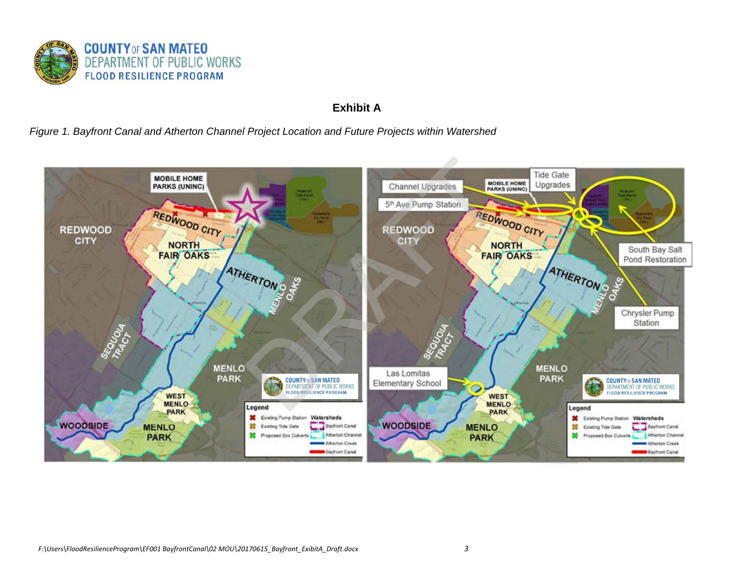**Exhibit A**

*Figure 1. Bayfront Canal and Atherton Channel Project Location and Future Projects within Watershed*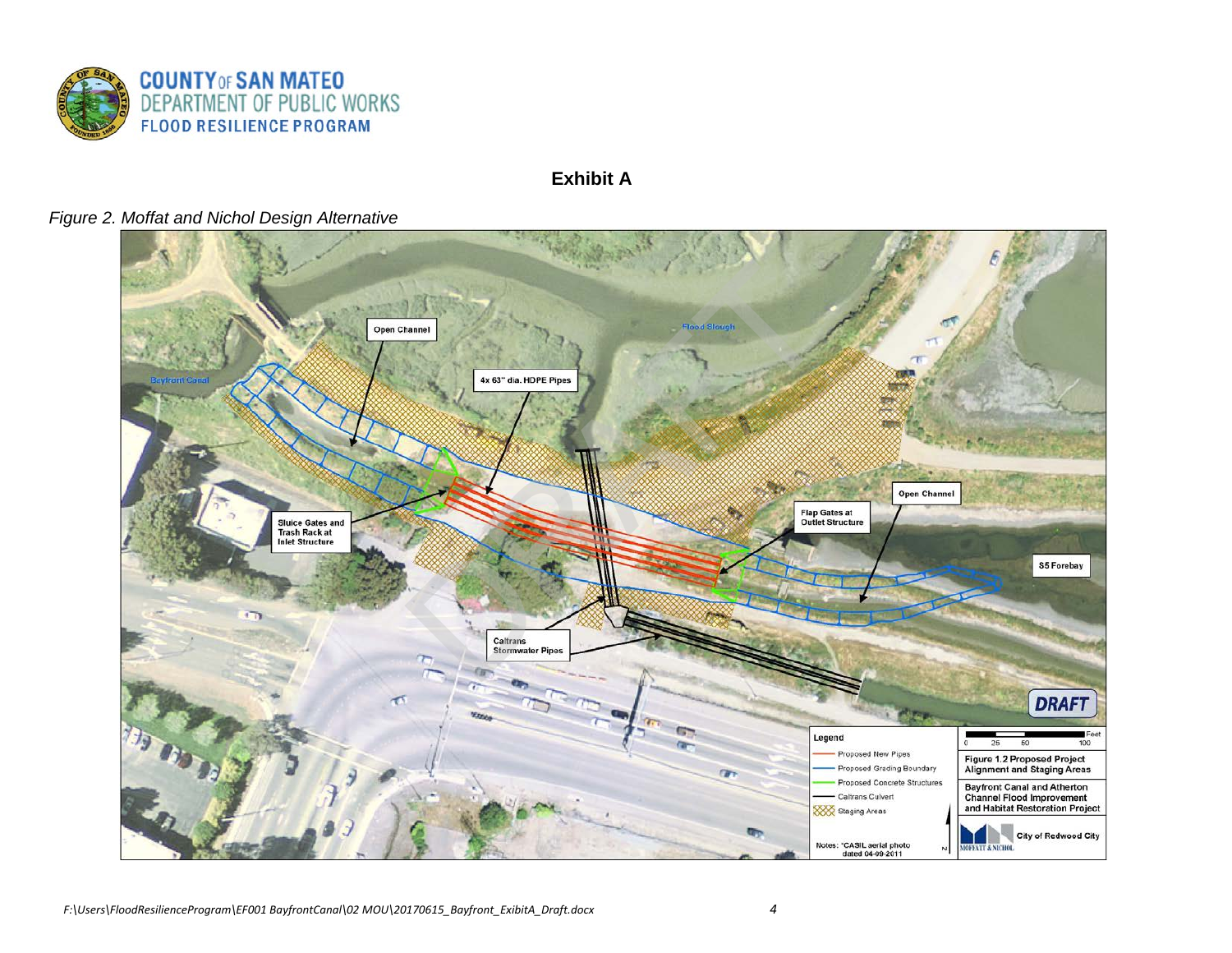# Exhibit A

*Figure 2. Moffat and Nichol Design Alternative*

Open Channel

4x 63" dia. HDPE Pipes

Flood Slough

Bayfront Canal

Sluice Gates and Trash Rack at Inlet Structure

Open Channel

Flap Gates at Outlet Structure

S5 Forebay

Caltrans Stormwater Pipes

DRAFT

Legend

- Proposed New Pipes
- Proposed Grading Boundary
- Proposed Concrete Structures
- Caltrans Culvert
- Staging Areas

Notes: *CASIL aerial photo dated 04-09-2011

Feet: 0, 25, 50, 100

Figure 1.2 Proposed Project Alignment and Staging Areas

Bayfront Canal and Atherton Channel Flood Improvement and Habitat Restoration Project

MOFFATT & NICHOL

City of Redwood City

*F:\Users\FloodResilienceProgram\EF001 BayfrontCanal\02 MOU\20170615_Bayfront_ExibitA_Draft.docx*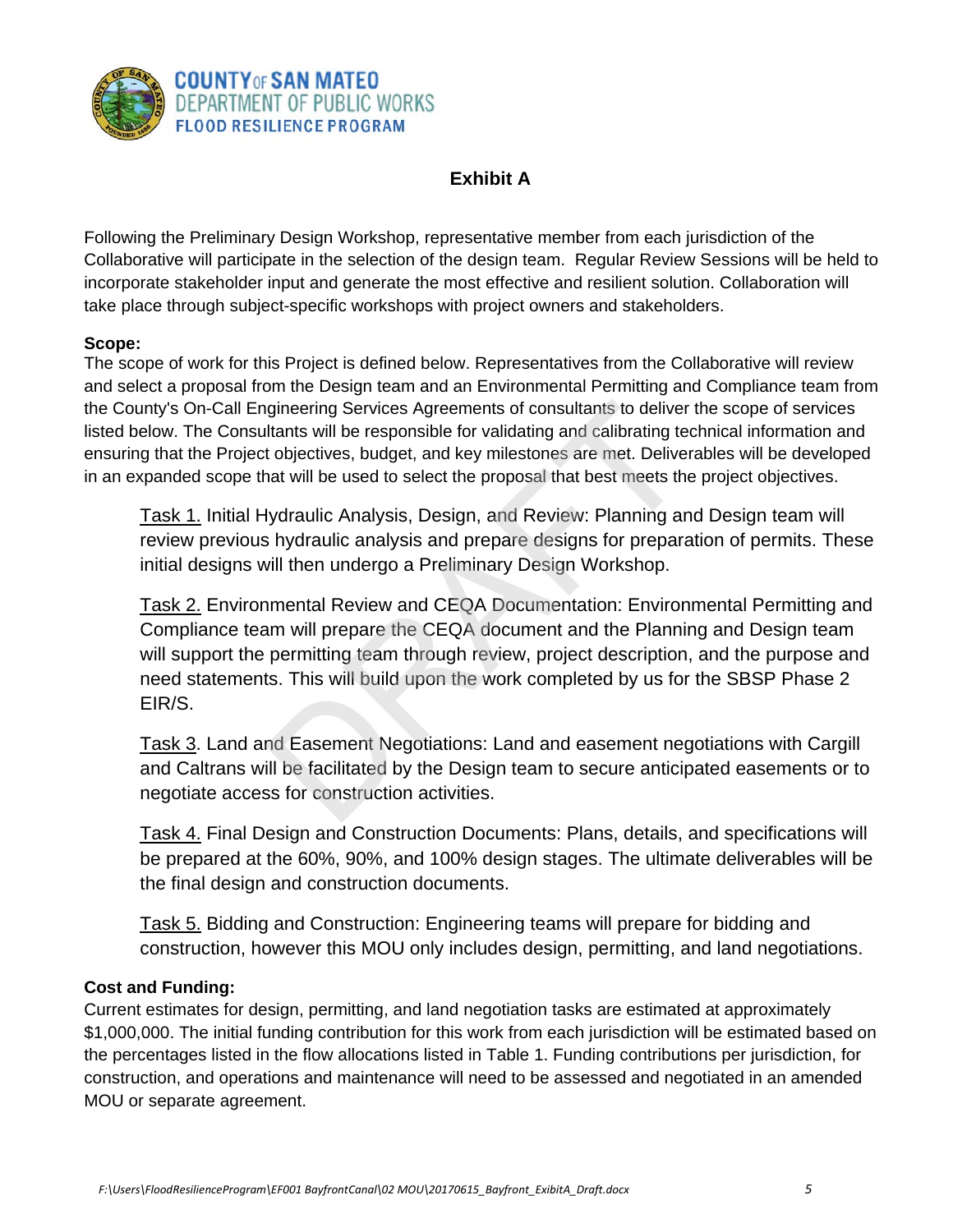COUNTY OF SAN MATEO
DEPARTMENT OF PUBLIC WORKS
FLOOD RESILIENCE PROGRAM

# Exhibit A

Following the Preliminary Design Workshop, representative member from each jurisdiction of the Collaborative will participate in the selection of the design team. Regular Review Sessions will be held to incorporate stakeholder input and generate the most effective and resilient solution. Collaboration will take place through subject-specific workshops with project owners and stakeholders.

**Scope:**
The scope of work for this Project is defined below. Representatives from the Collaborative will review and select a proposal from the Design team and an Environmental Permitting and Compliance team from the County's On-Call Engineering Services Agreements of consultants to deliver the scope of services listed below. The Consultants will be responsible for validating and calibrating technical information and ensuring that the Project objectives, budget, and key milestones are met. Deliverables will be developed in an expanded scope that will be used to select the proposal that best meets the project objectives.

<u>Task 1.</u> Initial Hydraulic Analysis, Design, and Review: Planning and Design team will review previous hydraulic analysis and prepare designs for preparation of permits. These initial designs will then undergo a Preliminary Design Workshop.

<u>Task 2.</u> Environmental Review and CEQA Documentation: Environmental Permitting and Compliance team will prepare the CEQA document and the Planning and Design team will support the permitting team through review, project description, and the purpose and need statements. This will build upon the work completed by us for the SBSP Phase 2 EIR/S.

<u>Task 3</u>. Land and Easement Negotiations: Land and easement negotiations with Cargill and Caltrans will be facilitated by the Design team to secure anticipated easements or to negotiate access for construction activities.

<u>Task 4.</u> Final Design and Construction Documents: Plans, details, and specifications will be prepared at the 60%, 90%, and 100% design stages. The ultimate deliverables will be the final design and construction documents.

<u>Task 5.</u> Bidding and Construction: Engineering teams will prepare for bidding and construction, however this MOU only includes design, permitting, and land negotiations.

**Cost and Funding:**
Current estimates for design, permitting, and land negotiation tasks are estimated at approximately $1,000,000. The initial funding contribution for this work from each jurisdiction will be estimated based on the percentages listed in the flow allocations listed in Table 1. Funding contributions per jurisdiction, for construction, and operations and maintenance will need to be assessed and negotiated in an amended MOU or separate agreement.

F:\Users\FloodResilienceProgram\EF001 BayfrontCanal\02 MOU\20170615_Bayfront_ExibitA_Draft.docx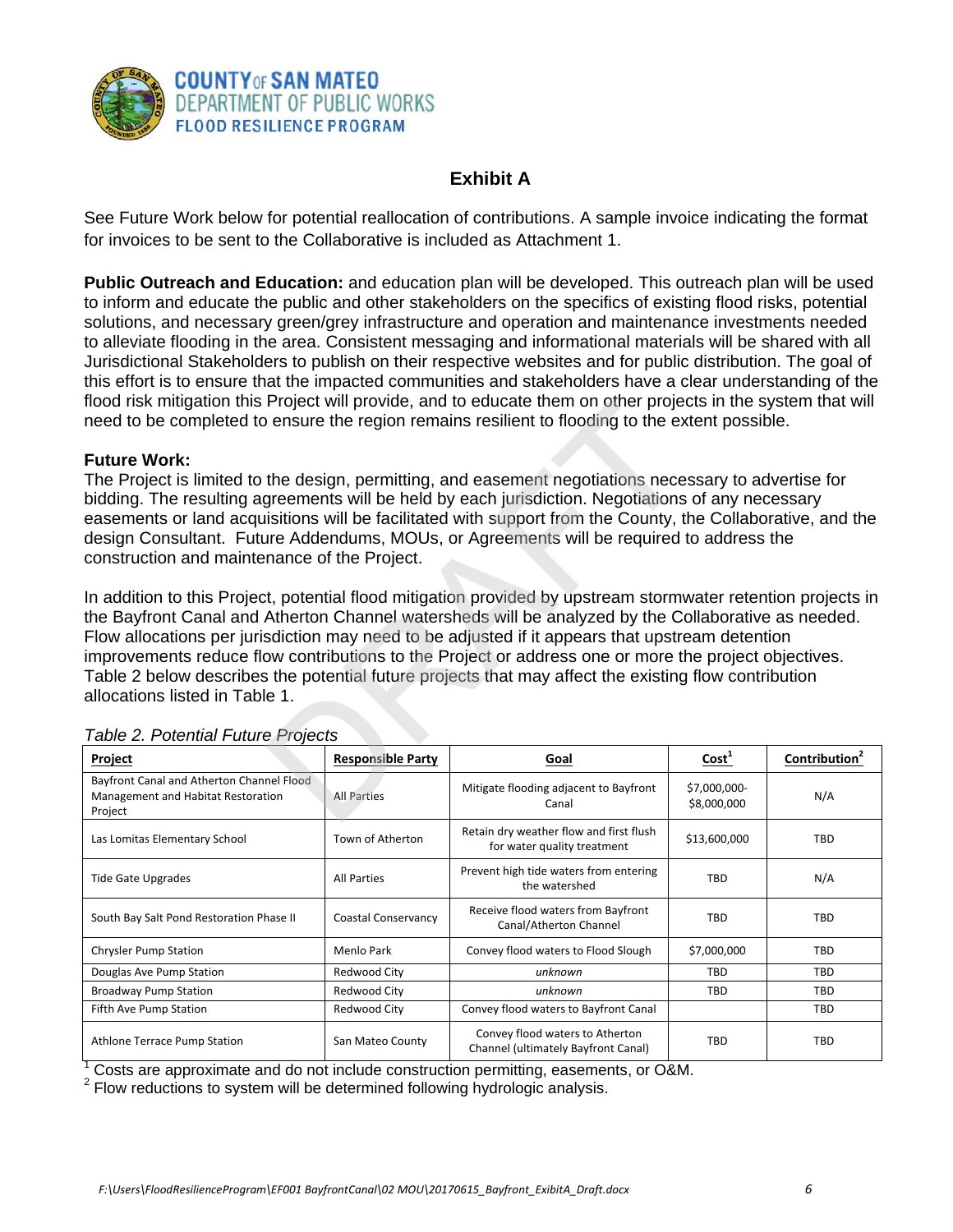## Exhibit A

See Future Work below for potential reallocation of contributions. A sample invoice indicating the format for invoices to be sent to the Collaborative is included as Attachment 1.

**Public Outreach and Education:** and education plan will be developed. This outreach plan will be used to inform and educate the public and other stakeholders on the specifics of existing flood risks, potential solutions, and necessary green/grey infrastructure and operation and maintenance investments needed to alleviate flooding in the area. Consistent messaging and informational materials will be shared with all Jurisdictional Stakeholders to publish on their respective websites and for public distribution. The goal of this effort is to ensure that the impacted communities and stakeholders have a clear understanding of the flood risk mitigation this Project will provide, and to educate them on other projects in the system that will need to be completed to ensure the region remains resilient to flooding to the extent possible.

**Future Work:**

The Project is limited to the design, permitting, and easement negotiations necessary to advertise for bidding. The resulting agreements will be held by each jurisdiction. Negotiations of any necessary easements or land acquisitions will be facilitated with support from the County, the Collaborative, and the design Consultant. Future Addendums, MOUs, or Agreements will be required to address the construction and maintenance of the Project.

In addition to this Project, potential flood mitigation provided by upstream stormwater retention projects in the Bayfront Canal and Atherton Channel watersheds will be analyzed by the Collaborative as needed. Flow allocations per jurisdiction may need to be adjusted if it appears that upstream detention improvements reduce flow contributions to the Project or address one or more the project objectives. Table 2 below describes the potential future projects that may affect the existing flow contribution allocations listed in Table 1.

*Table 2. Potential Future Projects*

| Project | Responsible Party | Goal | Cost[1] | Contribution[2] |
|---|---|---|---|---|
| Bayfront Canal and Atherton Channel Flood Management and Habitat Restoration Project | All Parties | Mitigate flooding adjacent to Bayfront Canal | $7,000,000-$8,000,000 | N/A |
| Las Lomitas Elementary School | Town of Atherton | Retain dry weather flow and first flush for water quality treatment | $13,600,000 | TBD |
| Tide Gate Upgrades | All Parties | Prevent high tide waters from entering the watershed | TBD | N/A |
| South Bay Salt Pond Restoration Phase II | Coastal Conservancy | Receive flood waters from Bayfront Canal/Atherton Channel | TBD | TBD |
| Chrysler Pump Station | Menlo Park | Convey flood waters to Flood Slough | $7,000,000 | TBD |
| Douglas Ave Pump Station | Redwood City | *unknown* | TBD | TBD |
| Broadway Pump Station | Redwood City | *unknown* | TBD | TBD |
| Fifth Ave Pump Station | Redwood City | Convey flood waters to Bayfront Canal | | TBD |
| Athlone Terrace Pump Station | San Mateo County | Convey flood waters to Atherton Channel (ultimately Bayfront Canal) | TBD | TBD |

[1] Costs are approximate and do not include construction permitting, easements, or O&M.
[2] Flow reductions to system will be determined following hydrologic analysis.